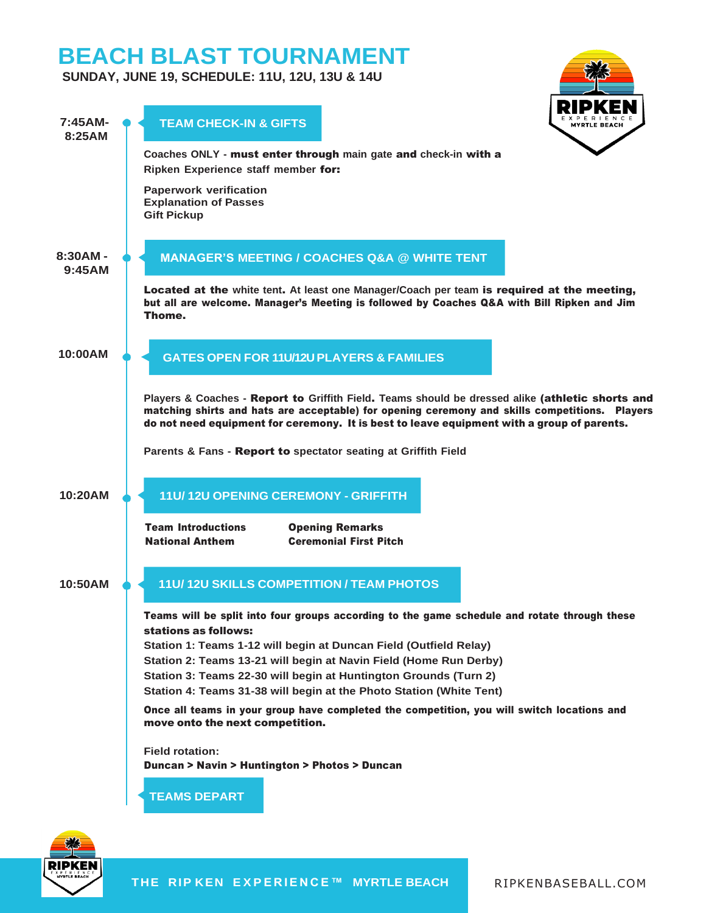# BEACH BLAST TOURNAMENT

**SUNDAY, JUNE 19, SCHEDULE: 11U, 12U, 13U & 14U**

**7:45AM-8:25AM**

## TEAM CHECK-IN & GIFTS

Coaches ONLY - **must enter through** main gate **and** check-in **with a** Ripken Experience staff member **for:**

**Paperwork verification**
**Explanation of Passes**
**Gift Pickup**

**8:30AM - 9:45AM**

## MANAGER'S MEETING / COACHES Q&A @ WHITE TENT

**Located at the** white tent. At least one Manager/Coach per team **is required at the meeting, but all are welcome. Manager's Meeting is followed by Coaches Q&A with Bill Ripken and Jim Thome.**

**10:00AM**

## GATES OPEN FOR 11U/12U PLAYERS & FAMILIES

Players & Coaches - **Report to** Griffith Field**.** Teams should be dressed alike **(athletic shorts and matching shirts and hats are acceptable) for opening ceremony and skills competitions. Players do not need equipment for ceremony. It is best to leave equipment with a group of parents.**

Parents & Fans - **Report to** spectator seating at Griffith Field

**10:20AM**

## 11U/ 12U OPENING CEREMONY - GRIFFITH

**Team Introductions**
**National Anthem**
**Opening Remarks**
**Ceremonial First Pitch**

**10:50AM**

## 11U/ 12U SKILLS COMPETITION / TEAM PHOTOS

**Teams will be split into four groups according to the game schedule and rotate through these stations as follows:**

Station 1: Teams 1-12 will begin at Duncan Field (Outfield Relay)
Station 2: Teams 13-21 will begin at Navin Field (Home Run Derby)
Station 3: Teams 22-30 will begin at Huntington Grounds (Turn 2)
Station 4: Teams 31-38 will begin at the Photo Station (White Tent)

**Once all teams in your group have completed the competition, you will switch locations and move onto the next competition.**

Field rotation:
**Duncan > Navin > Huntington > Photos > Duncan**

## TEAMS DEPART

THE RIPKEN EXPERIENCE™ MYRTLE BEACH

RIPKENBASEBALL.COM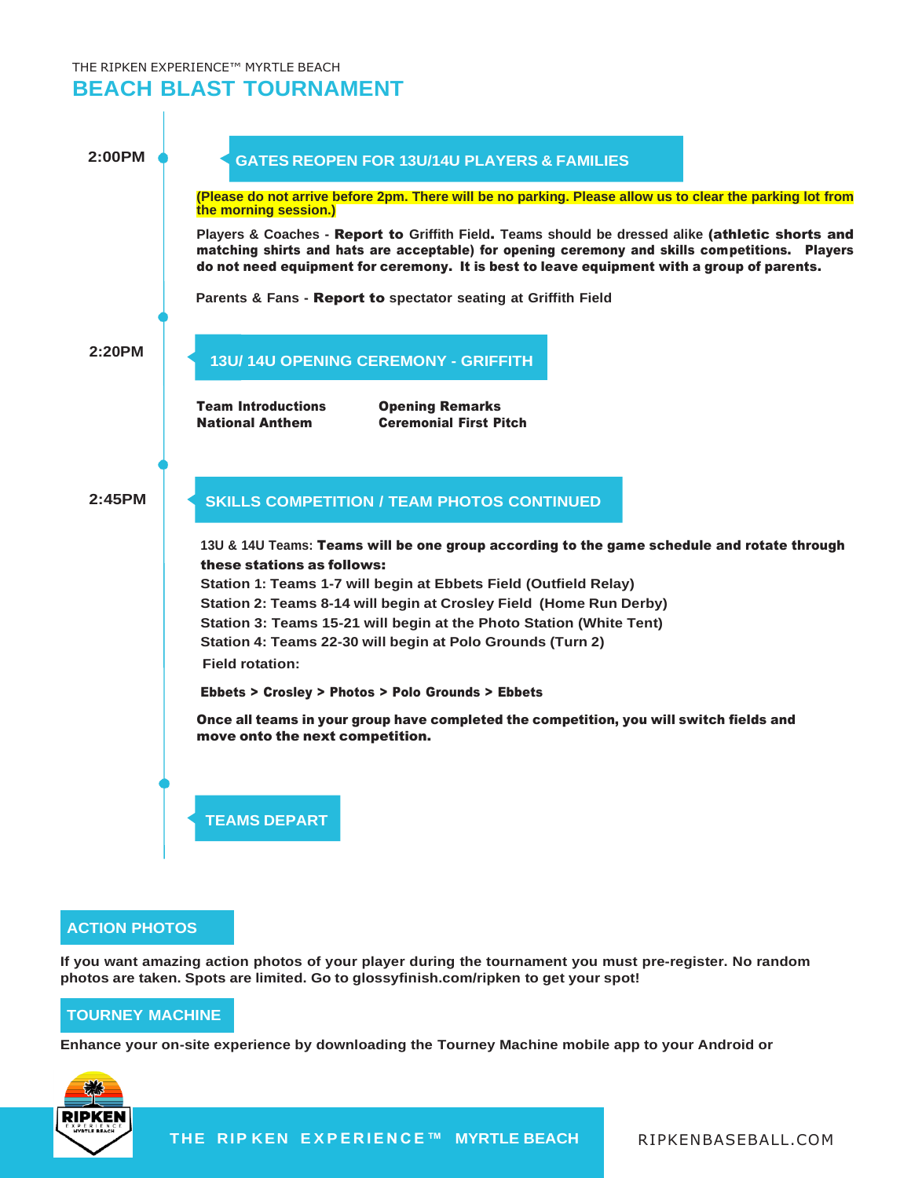THE RIPKEN EXPERIENCE™ MYRTLE BEACH

# BEACH BLAST TOURNAMENT

**2:00PM**

## GATES REOPEN FOR 13U/14U PLAYERS & FAMILIES

**(Please do not arrive before 2pm. There will be no parking. Please allow us to clear the parking lot from the morning session.)**

Players & Coaches - **Report to** Griffith Field. Teams should be dressed alike **(athletic shorts and matching shirts and hats are acceptable) for opening ceremony and skills competitions. Players do not need equipment for ceremony. It is best to leave equipment with a group of parents.**

Parents & Fans - **Report to** spectator seating at Griffith Field

**2:20PM**

## 13U/ 14U OPENING CEREMONY - GRIFFITH

**Team Introductions**
**National Anthem**
**Opening Remarks**
**Ceremonial First Pitch**

**2:45PM**

## SKILLS COMPETITION / TEAM PHOTOS CONTINUED

13U & 14U Teams: **Teams will be one group according to the game schedule and rotate through these stations as follows:**

Station 1: Teams 1-7 will begin at Ebbets Field (Outfield Relay)
Station 2: Teams 8-14 will begin at Crosley Field (Home Run Derby)
Station 3: Teams 15-21 will begin at the Photo Station (White Tent)
Station 4: Teams 22-30 will begin at Polo Grounds (Turn 2)

Field rotation:

**Ebbets > Crosley > Photos > Polo Grounds > Ebbets**

**Once all teams in your group have completed the competition, you will switch fields and move onto the next competition.**

## TEAMS DEPART

## ACTION PHOTOS

**If you want amazing action photos of your player during the tournament you must pre-register. No random photos are taken. Spots are limited. Go to glossyfinish.com/ripken to get your spot!**

## TOURNEY MACHINE

**Enhance your on-site experience by downloading the Tourney Machine mobile app to your Android or**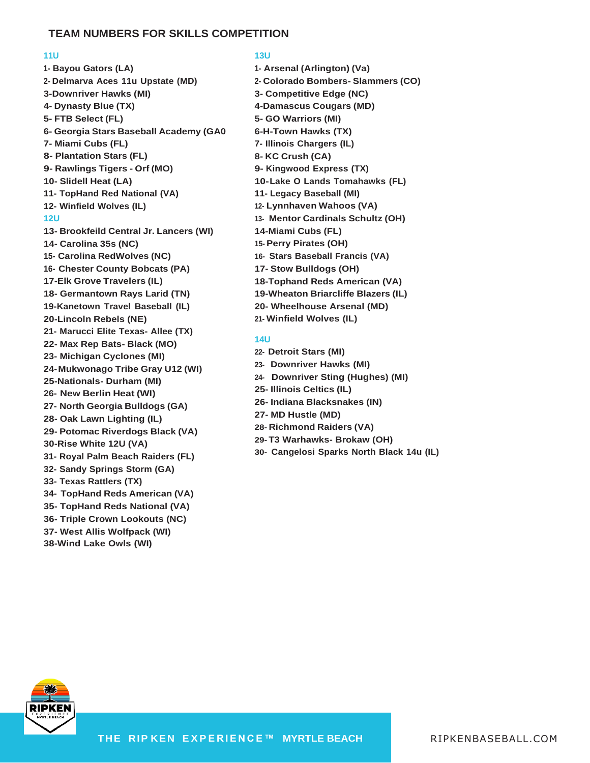## TEAM NUMBERS FOR SKILLS COMPETITION

### 11U

1- Bayou Gators (LA)
2- Delmarva Aces 11u Upstate (MD)
3-Downriver Hawks (MI)
4- Dynasty Blue (TX)
5- FTB Select (FL)
6- Georgia Stars Baseball Academy (GA0
7- Miami Cubs (FL)
8- Plantation Stars (FL)
9- Rawlings Tigers - Orf (MO)
10- Slidell Heat (LA)
11- TopHand Red National (VA)
12- Winfield Wolves (IL)

### 12U

13- Brookfeild Central Jr. Lancers (WI)
14- Carolina 35s (NC)
15- Carolina RedWolves (NC)
16- Chester County Bobcats (PA)
17-Elk Grove Travelers (IL)
18- Germantown Rays Larid (TN)
19-Kanetown Travel Baseball (IL)
20-Lincoln Rebels (NE)
21- Marucci Elite Texas- Allee (TX)
22- Max Rep Bats- Black (MO)
23- Michigan Cyclones (MI)
24-Mukwonago Tribe Gray U12 (WI)
25-Nationals- Durham (MI)
26- New Berlin Heat (WI)
27- North Georgia Bulldogs (GA)
28- Oak Lawn Lighting (IL)
29- Potomac Riverdogs Black (VA)
30-Rise White 12U (VA)
31- Royal Palm Beach Raiders (FL)
32- Sandy Springs Storm (GA)
33- Texas Rattlers (TX)
34- TopHand Reds American (VA)
35- TopHand Reds National (VA)
36- Triple Crown Lookouts (NC)
37- West Allis Wolfpack (WI)
38-Wind Lake Owls (WI)

### 13U

1- Arsenal (Arlington) (Va)
2- Colorado Bombers- Slammers (CO)
3- Competitive Edge (NC)
4-Damascus Cougars (MD)
5- GO Warriors (MI)
6-H-Town Hawks (TX)
7- Illinois Chargers (IL)
8- KC Crush (CA)
9- Kingwood Express (TX)
10-Lake O Lands Tomahawks (FL)
11- Legacy Baseball (MI)
12- Lynnhaven Wahoos (VA)
13- Mentor Cardinals Schultz (OH)
14-Miami Cubs (FL)
15- Perry Pirates (OH)
16- Stars Baseball Francis (VA)
17- Stow Bulldogs (OH)
18-Tophand Reds American (VA)
19-Wheaton Briarcliffe Blazers (IL)
20- Wheelhouse Arsenal (MD)
21- Winfield Wolves (IL)

### 14U

22- Detroit Stars (MI)
23- Downriver Hawks (MI)
24- Downriver Sting (Hughes) (MI)
25- Illinois Celtics (IL)
26- Indiana Blacksnakes (IN)
27- MD Hustle (MD)
28- Richmond Raiders (VA)
29- T3 Warhawks- Brokaw (OH)
30- Cangelosi Sparks North Black 14u (IL)